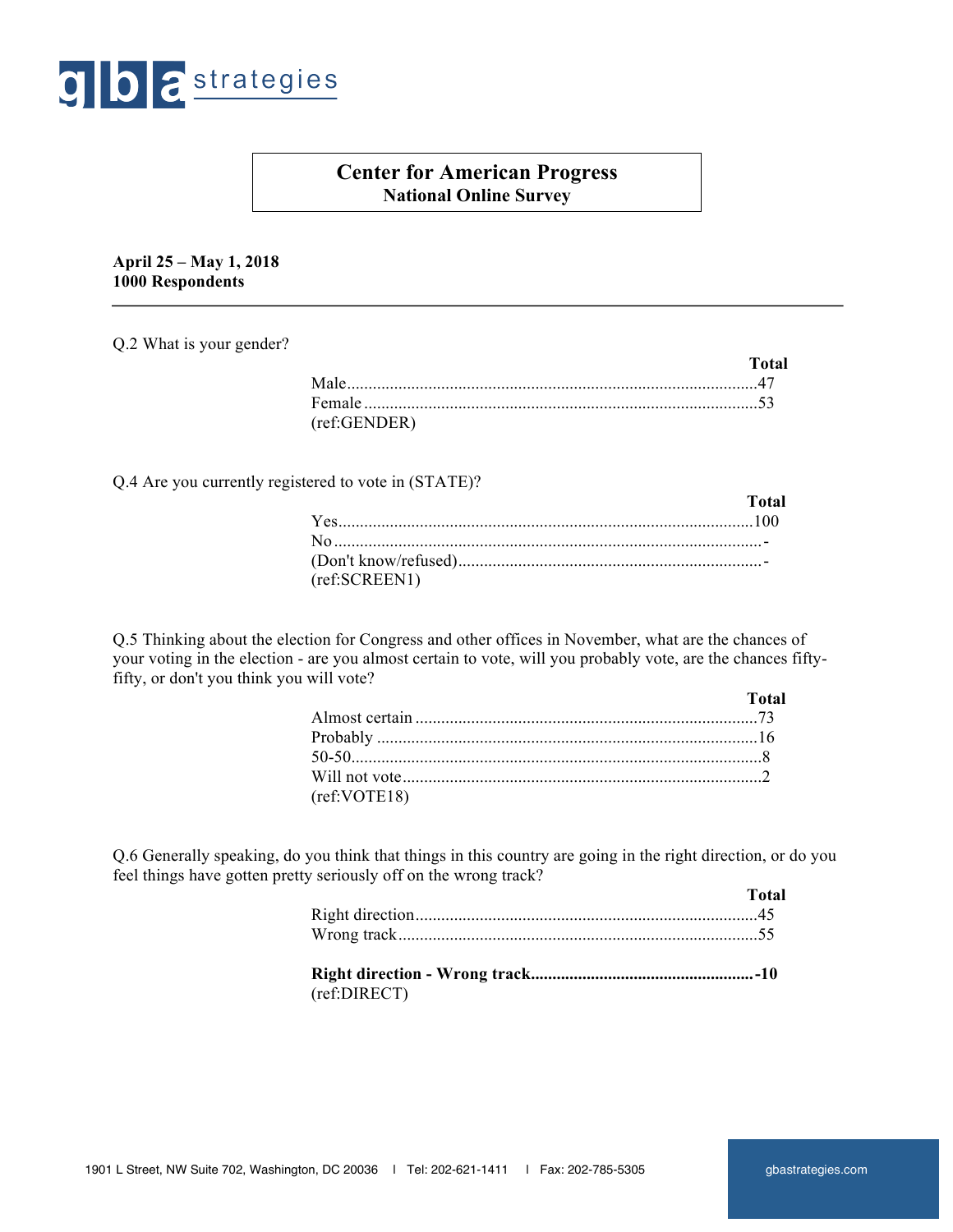gba strategies

# Center for American Progress
## National Online Survey

**April 25 – May 1, 2018**
**1000 Respondents**

---

Q.2 What is your gender?

| | Total |
|---|---|
| Male | 47 |
| Female | 53 |

(ref:GENDER)

Q.4 Are you currently registered to vote in (STATE)?

| | Total |
|---|---|
| Yes | 100 |
| No | - |
| (Don't know/refused) | - |

(ref:SCREEN1)

Q.5 Thinking about the election for Congress and other offices in November, what are the chances of your voting in the election - are you almost certain to vote, will you probably vote, are the chances fifty-fifty, or don't you think you will vote?

| | Total |
|---|---|
| Almost certain | 73 |
| Probably | 16 |
| 50-50 | 8 |
| Will not vote | 2 |

(ref:VOTE18)

Q.6 Generally speaking, do you think that things in this country are going in the right direction, or do you feel things have gotten pretty seriously off on the wrong track?

| | Total |
|---|---|
| Right direction | 45 |
| Wrong track | 55 |
| **Right direction - Wrong track** | **-10** |

(ref:DIRECT)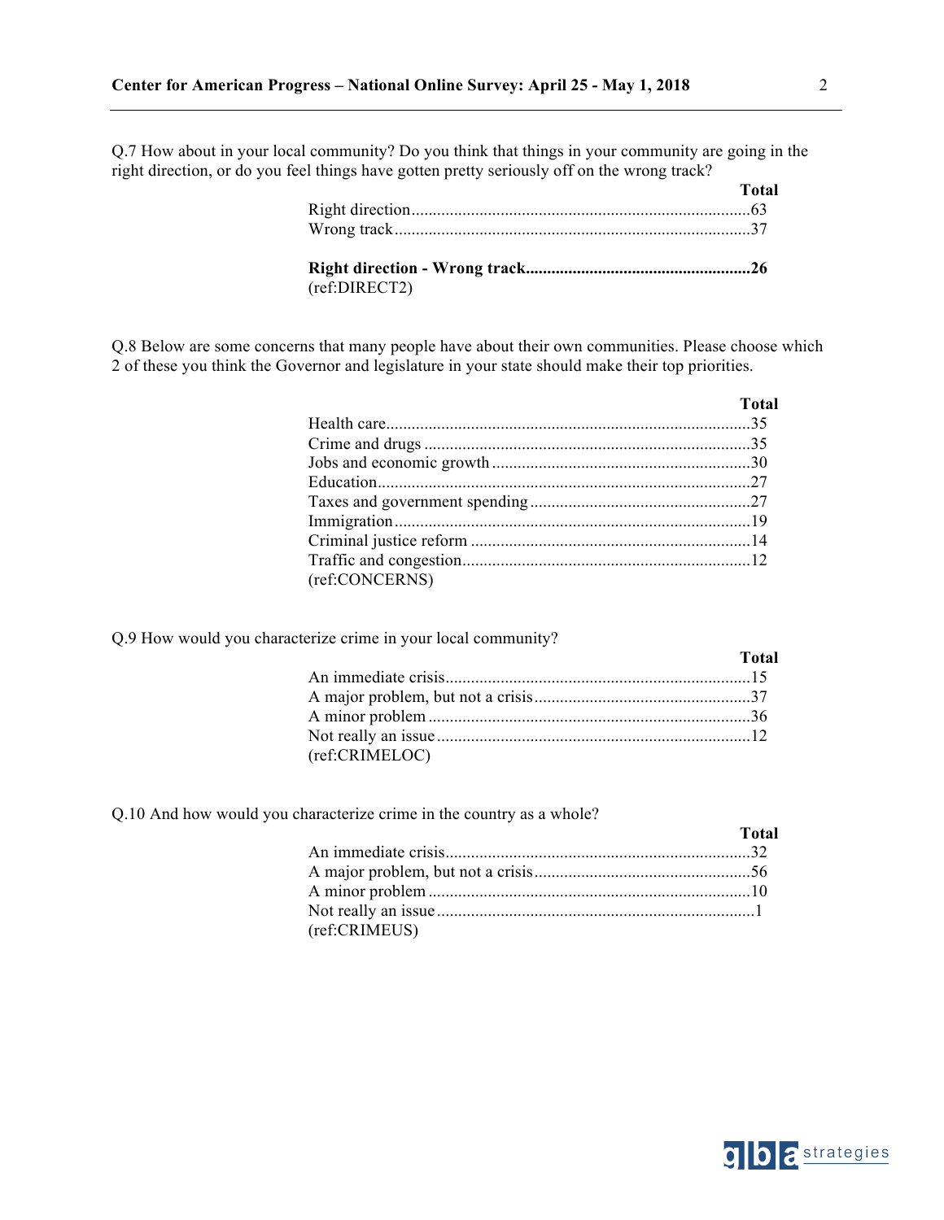Q.7 How about in your local community? Do you think that things in your community are going in the right direction, or do you feel things have gotten pretty seriously off on the wrong track?

| | Total |
|---|---|
| Right direction | 63 |
| Wrong track | 37 |
| **Right direction - Wrong track** | **26** |

(ref:DIRECT2)

Q.8 Below are some concerns that many people have about their own communities. Please choose which 2 of these you think the Governor and legislature in your state should make their top priorities.

| | Total |
|---|---|
| Health care | 35 |
| Crime and drugs | 35 |
| Jobs and economic growth | 30 |
| Education | 27 |
| Taxes and government spending | 27 |
| Immigration | 19 |
| Criminal justice reform | 14 |
| Traffic and congestion | 12 |

(ref:CONCERNS)

Q.9 How would you characterize crime in your local community?

| | Total |
|---|---|
| An immediate crisis | 15 |
| A major problem, but not a crisis | 37 |
| A minor problem | 36 |
| Not really an issue | 12 |

(ref:CRIMELOC)

Q.10 And how would you characterize crime in the country as a whole?

| | Total |
|---|---|
| An immediate crisis | 32 |
| A major problem, but not a crisis | 56 |
| A minor problem | 10 |
| Not really an issue | 1 |

(ref:CRIMEUS)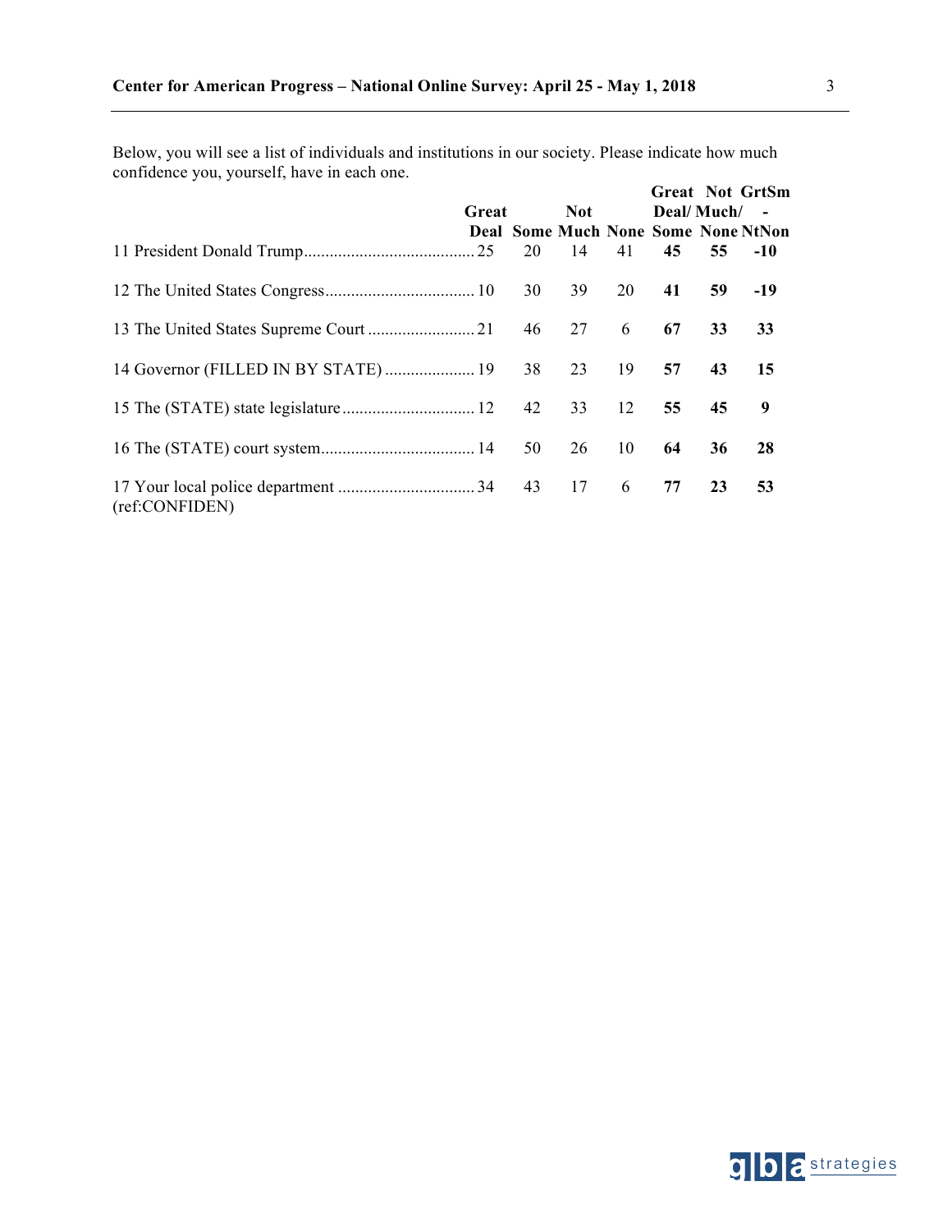Below, you will see a list of individuals and institutions in our society. Please indicate how much confidence you, yourself, have in each one.

| | Great Deal | Some | Not Much | None | **Great Deal/ Some** | **Not Much/ None** | **GrtSm - NtNon** |
|---|---|---|---|---|---|---|---|
| 11 President Donald Trump | 25 | 20 | 14 | 41 | **45** | **55** | **-10** |
| 12 The United States Congress | 10 | 30 | 39 | 20 | **41** | **59** | **-19** |
| 13 The United States Supreme Court | 21 | 46 | 27 | 6 | **67** | **33** | **33** |
| 14 Governor (FILLED IN BY STATE) | 19 | 38 | 23 | 19 | **57** | **43** | **15** |
| 15 The (STATE) state legislature | 12 | 42 | 33 | 12 | **55** | **45** | **9** |
| 16 The (STATE) court system | 14 | 50 | 26 | 10 | **64** | **36** | **28** |
| 17 Your local police department | 34 | 43 | 17 | 6 | **77** | **23** | **53** |

(ref:CONFIDEN)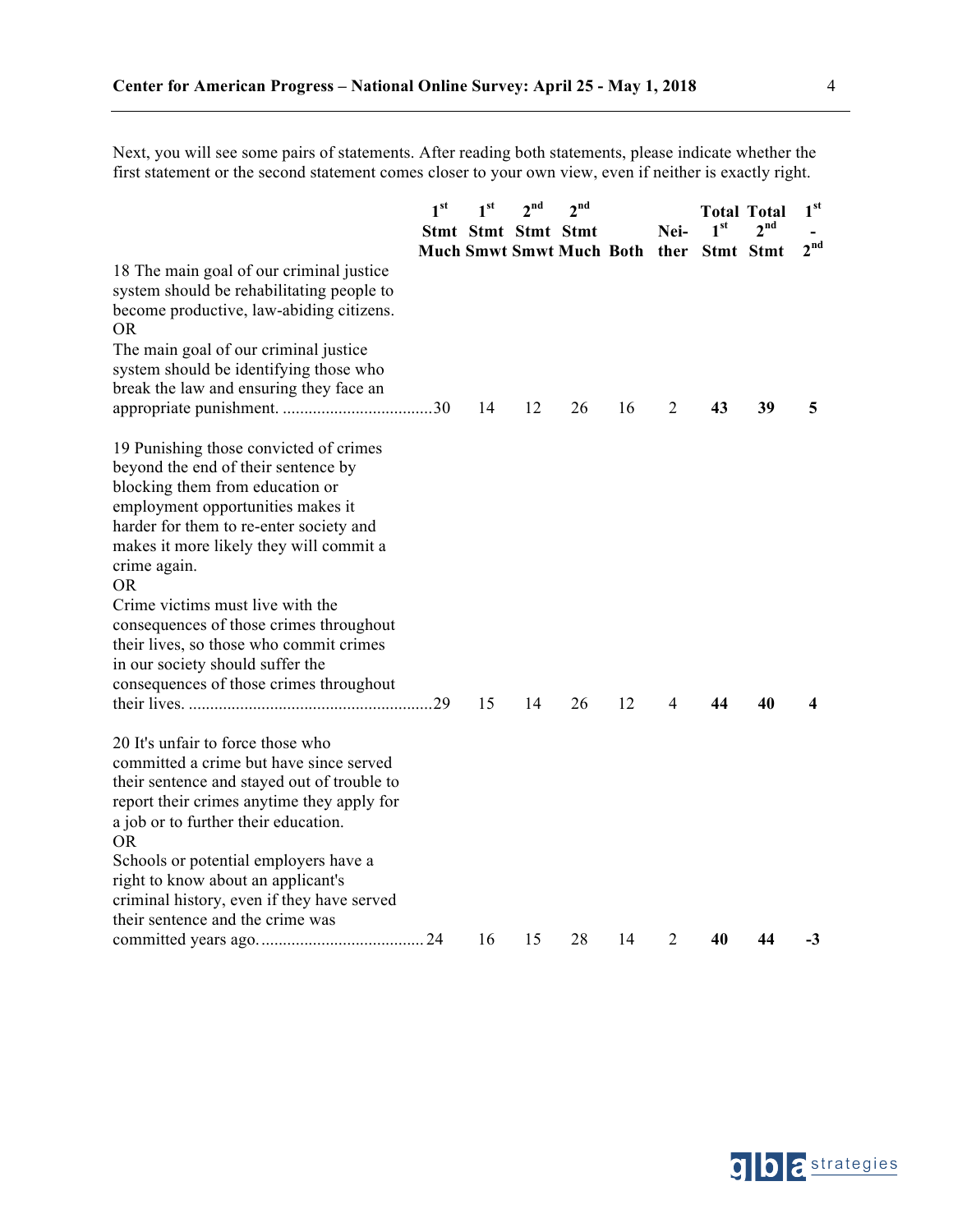Next, you will see some pairs of statements. After reading both statements, please indicate whether the first statement or the second statement comes closer to your own view, even if neither is exactly right.

| | 1st Stmt Much | 1st Stmt Smwt | 2nd Stmt Smwt | 2nd Stmt Much | Both | Neither | **Total 1st Stmt** | **Total 2nd Stmt** | **1st - 2nd** |
|---|---|---|---|---|---|---|---|---|---|
| 18 The main goal of our criminal justice system should be rehabilitating people to become productive, law-abiding citizens. OR The main goal of our criminal justice system should be identifying those who break the law and ensuring they face an appropriate punishment. | 30 | 14 | 12 | 26 | 16 | 2 | **43** | **39** | **5** |
| 19 Punishing those convicted of crimes beyond the end of their sentence by blocking them from education or employment opportunities makes it harder for them to re-enter society and makes it more likely they will commit a crime again. OR Crime victims must live with the consequences of those crimes throughout their lives, so those who commit crimes in our society should suffer the consequences of those crimes throughout their lives. | 29 | 15 | 14 | 26 | 12 | 4 | **44** | **40** | **4** |
| 20 It's unfair to force those who committed a crime but have since served their sentence and stayed out of trouble to report their crimes anytime they apply for a job or to further their education. OR Schools or potential employers have a right to know about an applicant's criminal history, even if they have served their sentence and the crime was committed years ago. | 24 | 16 | 15 | 28 | 14 | 2 | **40** | **44** | **-3** |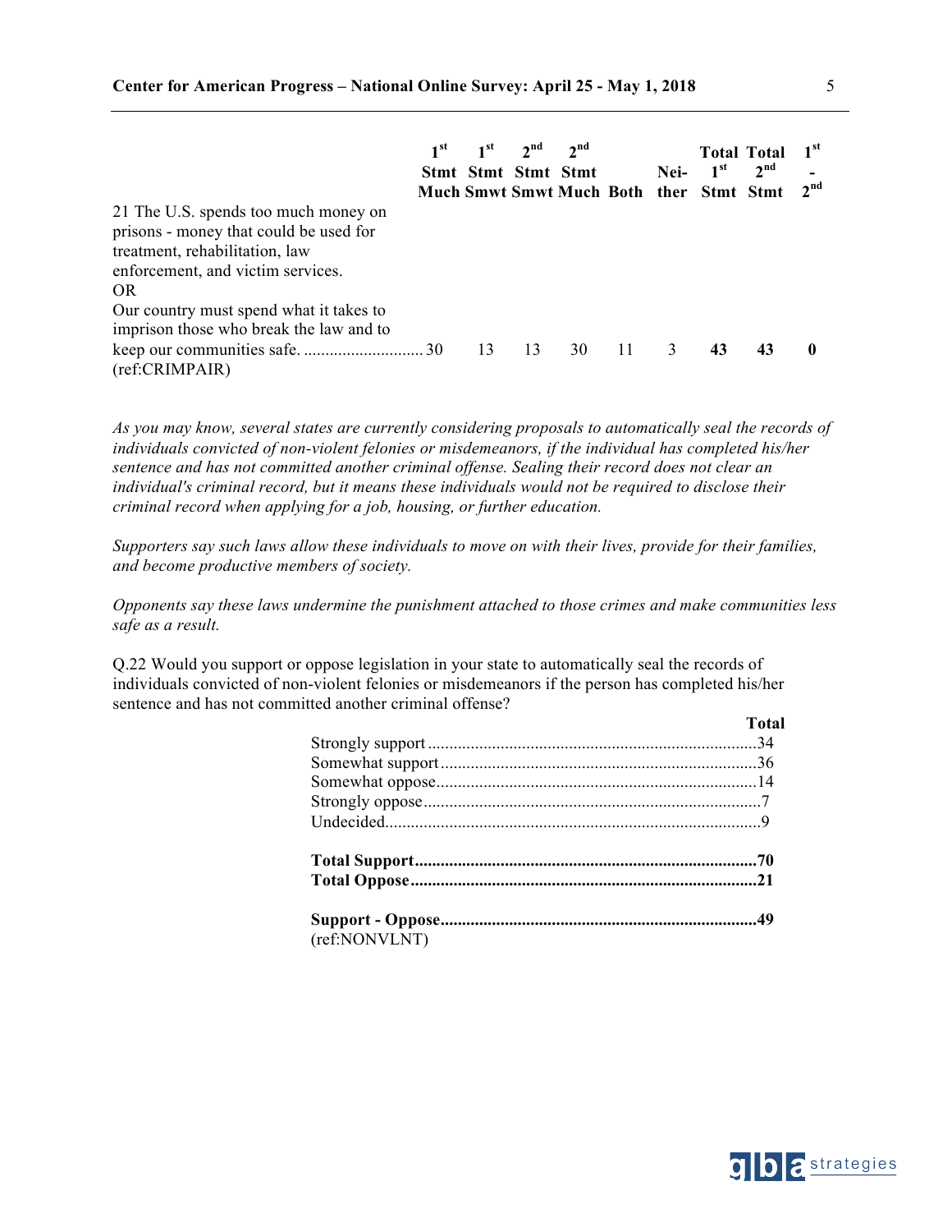| | 1st Stmt Much | 1st Stmt Smwt | 2nd Stmt Smwt | 2nd Stmt Much | Both | Neither | Total 1st Stmt | Total 2nd Stmt | 1st - 2nd |
|---|---|---|---|---|---|---|---|---|---|
| 21 The U.S. spends too much money on prisons - money that could be used for treatment, rehabilitation, law enforcement, and victim services. OR Our country must spend what it takes to imprison those who break the law and to keep our communities safe. (ref:CRIMPAIR) | 30 | 13 | 13 | 30 | 11 | 3 | **43** | **43** | **0** |

*As you may know, several states are currently considering proposals to automatically seal the records of individuals convicted of non-violent felonies or misdemeanors, if the individual has completed his/her sentence and has not committed another criminal offense. Sealing their record does not clear an individual's criminal record, but it means these individuals would not be required to disclose their criminal record when applying for a job, housing, or further education.*

*Supporters say such laws allow these individuals to move on with their lives, provide for their families, and become productive members of society.*

*Opponents say these laws undermine the punishment attached to those crimes and make communities less safe as a result.*

Q.22 Would you support or oppose legislation in your state to automatically seal the records of individuals convicted of non-violent felonies or misdemeanors if the person has completed his/her sentence and has not committed another criminal offense?

| | Total |
|---|---|
| Strongly support | 34 |
| Somewhat support | 36 |
| Somewhat oppose | 14 |
| Strongly oppose | 7 |
| Undecided | 9 |
| **Total Support** | **70** |
| **Total Oppose** | **21** |
| **Support - Oppose** | **49** |

(ref:NONVLNT)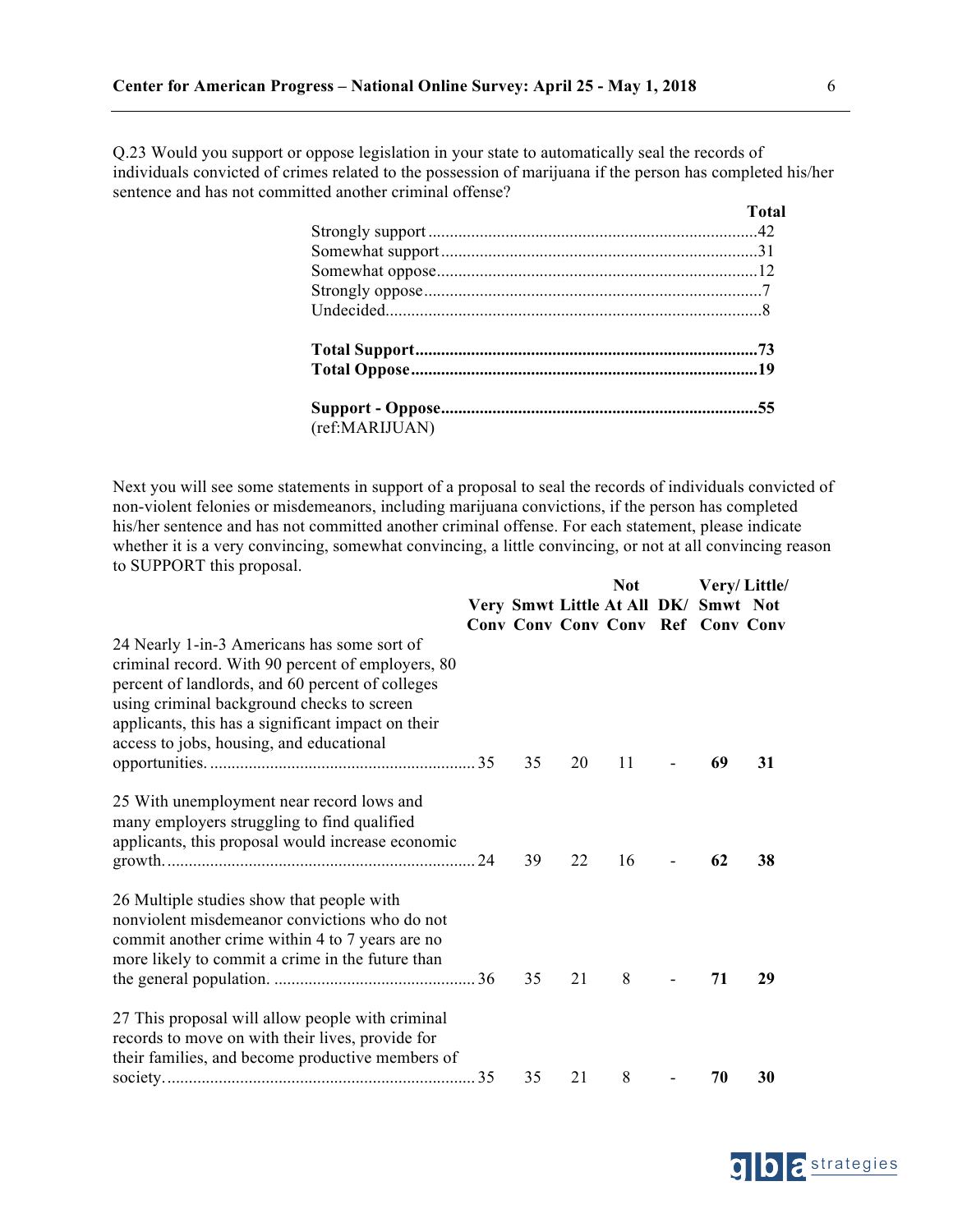Q.23 Would you support or oppose legislation in your state to automatically seal the records of individuals convicted of crimes related to the possession of marijuana if the person has completed his/her sentence and has not committed another criminal offense?

| | Total |
|---|---|
| Strongly support | 42 |
| Somewhat support | 31 |
| Somewhat oppose | 12 |
| Strongly oppose | 7 |
| Undecided | 8 |
| **Total Support** | **73** |
| **Total Oppose** | **19** |
| **Support - Oppose** | **55** |

(ref:MARIJUAN)

Next you will see some statements in support of a proposal to seal the records of individuals convicted of non-violent felonies or misdemeanors, including marijuana convictions, if the person has completed his/her sentence and has not committed another criminal offense. For each statement, please indicate whether it is a very convincing, somewhat convincing, a little convincing, or not at all convincing reason to SUPPORT this proposal.

| | Very Conv | Smwt Conv | Little Conv | Not At All Conv | DK/ Ref | Very/ Smwt Conv | Little/ Not Conv |
|---|---|---|---|---|---|---|---|
| 24 Nearly 1-in-3 Americans has some sort of criminal record. With 90 percent of employers, 80 percent of landlords, and 60 percent of colleges using criminal background checks to screen applicants, this has a significant impact on their access to jobs, housing, and educational opportunities. | 35 | 35 | 20 | 11 | - | **69** | **31** |
| 25 With unemployment near record lows and many employers struggling to find qualified applicants, this proposal would increase economic growth. | 24 | 39 | 22 | 16 | - | **62** | **38** |
| 26 Multiple studies show that people with nonviolent misdemeanor convictions who do not commit another crime within 4 to 7 years are no more likely to commit a crime in the future than the general population. | 36 | 35 | 21 | 8 | - | **71** | **29** |
| 27 This proposal will allow people with criminal records to move on with their lives, provide for their families, and become productive members of society. | 35 | 35 | 21 | 8 | - | **70** | **30** |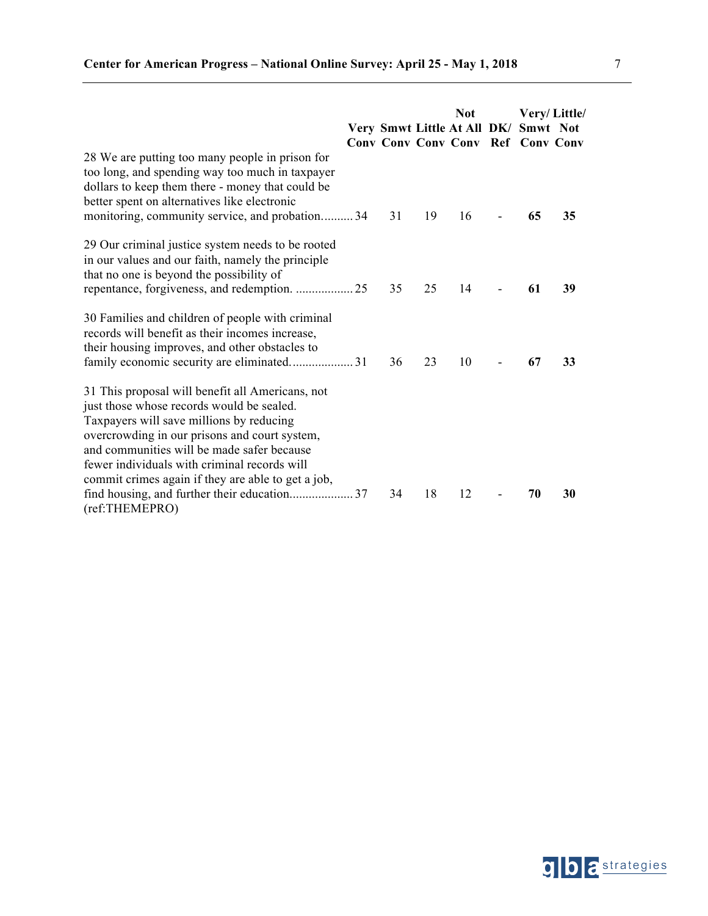| | Very Conv | Smwt Conv | Little Conv | Not At All Conv | DK/ Ref | Very/ Smwt Conv | Little/ Not Conv |
|---|---|---|---|---|---|---|---|
| 28 We are putting too many people in prison for too long, and spending way too much in taxpayer dollars to keep them there - money that could be better spent on alternatives like electronic monitoring, community service, and probation | 34 | 31 | 19 | 16 | - | **65** | **35** |
| 29 Our criminal justice system needs to be rooted in our values and our faith, namely the principle that no one is beyond the possibility of repentance, forgiveness, and redemption. | 25 | 35 | 25 | 14 | - | **61** | **39** |
| 30 Families and children of people with criminal records will benefit as their incomes increase, their housing improves, and other obstacles to family economic security are eliminated. | 31 | 36 | 23 | 10 | - | **67** | **33** |
| 31 This proposal will benefit all Americans, not just those whose records would be sealed. Taxpayers will save millions by reducing overcrowding in our prisons and court system, and communities will be made safer because fewer individuals with criminal records will commit crimes again if they are able to get a job, find housing, and further their education (ref:THEMEPRO) | 37 | 34 | 18 | 12 | - | **70** | **30** |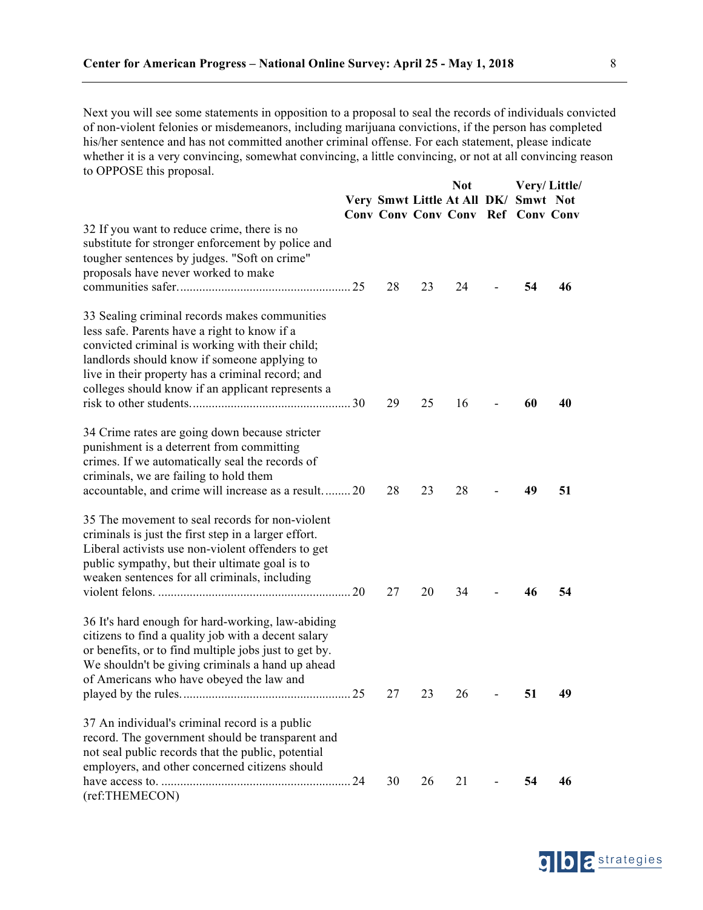Next you will see some statements in opposition to a proposal to seal the records of individuals convicted of non-violent felonies or misdemeanors, including marijuana convictions, if the person has completed his/her sentence and has not committed another criminal offense. For each statement, please indicate whether it is a very convincing, somewhat convincing, a little convincing, or not at all convincing reason to OPPOSE this proposal.

| | Very Conv | Smwt Conv | Little Conv | Not At All Conv | DK/ Ref | Very/ Smwt Conv | Little/ Not Conv |
|---|---|---|---|---|---|---|---|
| 32 If you want to reduce crime, there is no substitute for stronger enforcement by police and tougher sentences by judges. "Soft on crime" proposals have never worked to make communities safer. | 25 | 28 | 23 | 24 | - | **54** | **46** |
| 33 Sealing criminal records makes communities less safe. Parents have a right to know if a convicted criminal is working with their child; landlords should know if someone applying to live in their property has a criminal record; and colleges should know if an applicant represents a risk to other students. | 30 | 29 | 25 | 16 | - | **60** | **40** |
| 34 Crime rates are going down because stricter punishment is a deterrent from committing crimes. If we automatically seal the records of criminals, we are failing to hold them accountable, and crime will increase as a result. | 20 | 28 | 23 | 28 | - | **49** | **51** |
| 35 The movement to seal records for non-violent criminals is just the first step in a larger effort. Liberal activists use non-violent offenders to get public sympathy, but their ultimate goal is to weaken sentences for all criminals, including violent felons. | 20 | 27 | 20 | 34 | - | **46** | **54** |
| 36 It's hard enough for hard-working, law-abiding citizens to find a quality job with a decent salary or benefits, or to find multiple jobs just to get by. We shouldn't be giving criminals a hand up ahead of Americans who have obeyed the law and played by the rules. | 25 | 27 | 23 | 26 | - | **51** | **49** |
| 37 An individual's criminal record is a public record. The government should be transparent and not seal public records that the public, potential employers, and other concerned citizens should have access to. | 24 | 30 | 26 | 21 | - | **54** | **46** |

(ref:THEMECON)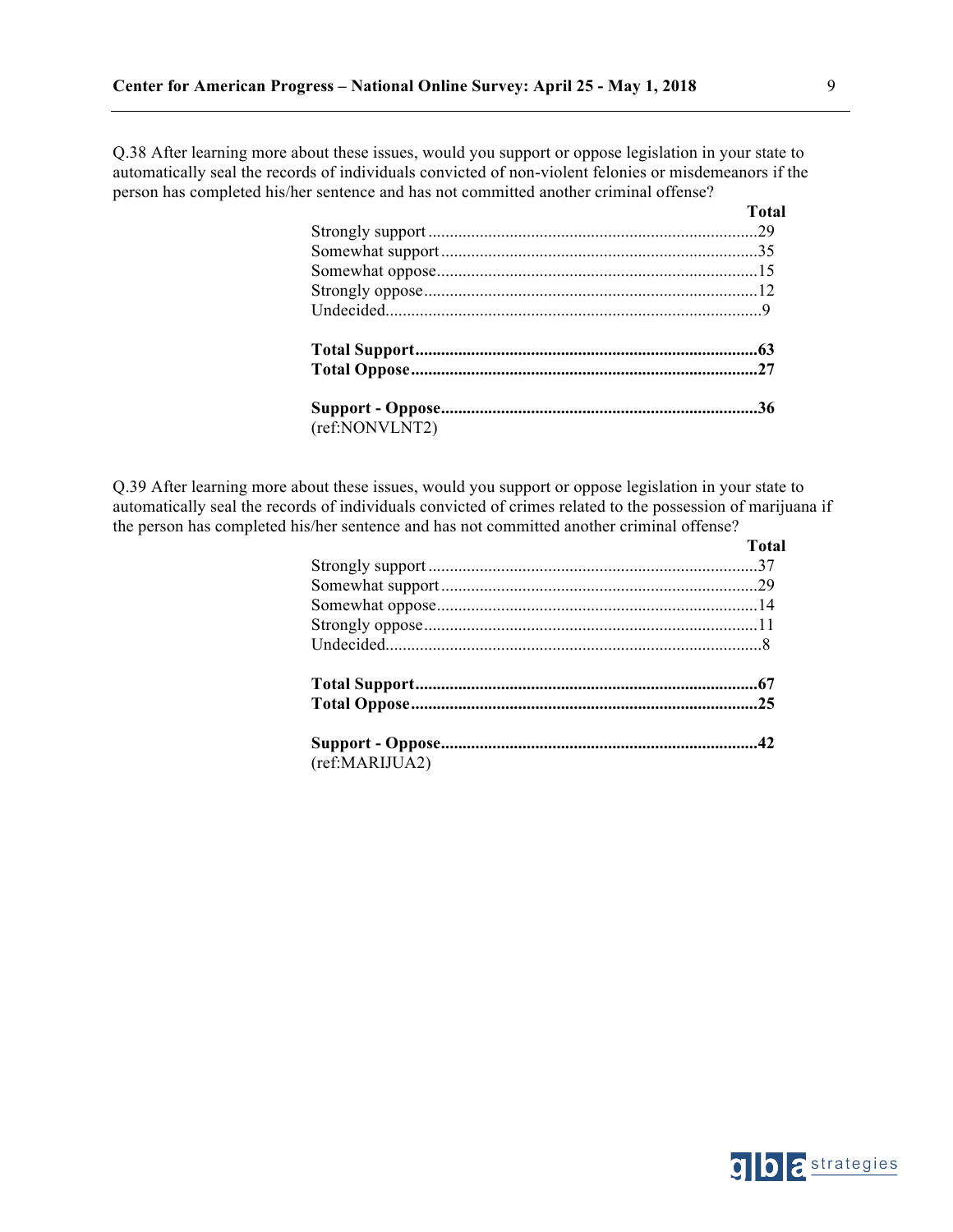Q.38 After learning more about these issues, would you support or oppose legislation in your state to automatically seal the records of individuals convicted of non-violent felonies or misdemeanors if the person has completed his/her sentence and has not committed another criminal offense?

| | Total |
|---|---|
| Strongly support | 29 |
| Somewhat support | 35 |
| Somewhat oppose | 15 |
| Strongly oppose | 12 |
| Undecided | 9 |
| **Total Support** | **63** |
| **Total Oppose** | **27** |
| **Support - Oppose** | **36** |

(ref:NONVLNT2)

Q.39 After learning more about these issues, would you support or oppose legislation in your state to automatically seal the records of individuals convicted of crimes related to the possession of marijuana if the person has completed his/her sentence and has not committed another criminal offense?

| | Total |
|---|---|
| Strongly support | 37 |
| Somewhat support | 29 |
| Somewhat oppose | 14 |
| Strongly oppose | 11 |
| Undecided | 8 |
| **Total Support** | **67** |
| **Total Oppose** | **25** |
| **Support - Oppose** | **42** |

(ref:MARIJUA2)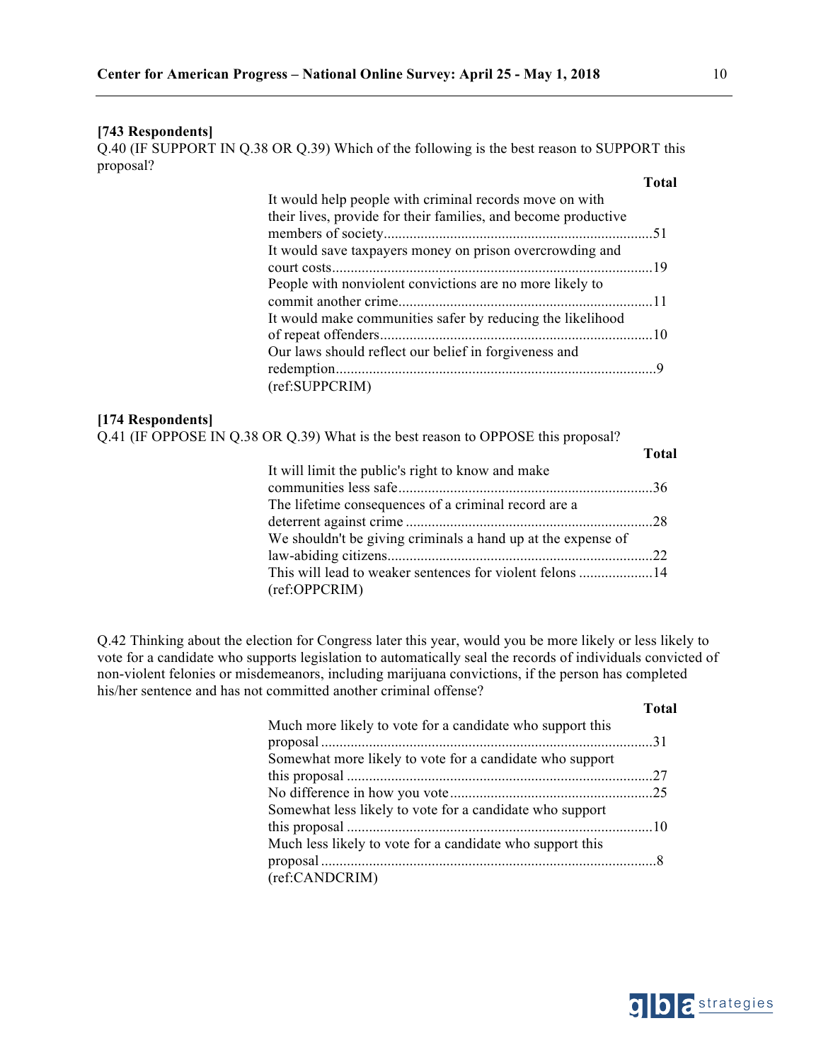**[743 Respondents]**

Q.40 (IF SUPPORT IN Q.38 OR Q.39) Which of the following is the best reason to SUPPORT this proposal?

| | Total |
|---|---|
| It would help people with criminal records move on with their lives, provide for their families, and become productive members of society | 51 |
| It would save taxpayers money on prison overcrowding and court costs | 19 |
| People with nonviolent convictions are no more likely to commit another crime | 11 |
| It would make communities safer by reducing the likelihood of repeat offenders | 10 |
| Our laws should reflect our belief in forgiveness and redemption | 9 |

(ref:SUPPCRIM)

**[174 Respondents]**

Q.41 (IF OPPOSE IN Q.38 OR Q.39) What is the best reason to OPPOSE this proposal?

| | Total |
|---|---|
| It will limit the public's right to know and make communities less safe | 36 |
| The lifetime consequences of a criminal record are a deterrent against crime | 28 |
| We shouldn't be giving criminals a hand up at the expense of law-abiding citizens | 22 |
| This will lead to weaker sentences for violent felons | 14 |

(ref:OPPCRIM)

Q.42 Thinking about the election for Congress later this year, would you be more likely or less likely to vote for a candidate who supports legislation to automatically seal the records of individuals convicted of non-violent felonies or misdemeanors, including marijuana convictions, if the person has completed his/her sentence and has not committed another criminal offense?

| | Total |
|---|---|
| Much more likely to vote for a candidate who support this proposal | 31 |
| Somewhat more likely to vote for a candidate who support this proposal | 27 |
| No difference in how you vote | 25 |
| Somewhat less likely to vote for a candidate who support this proposal | 10 |
| Much less likely to vote for a candidate who support this proposal | 8 |

(ref:CANDCRIM)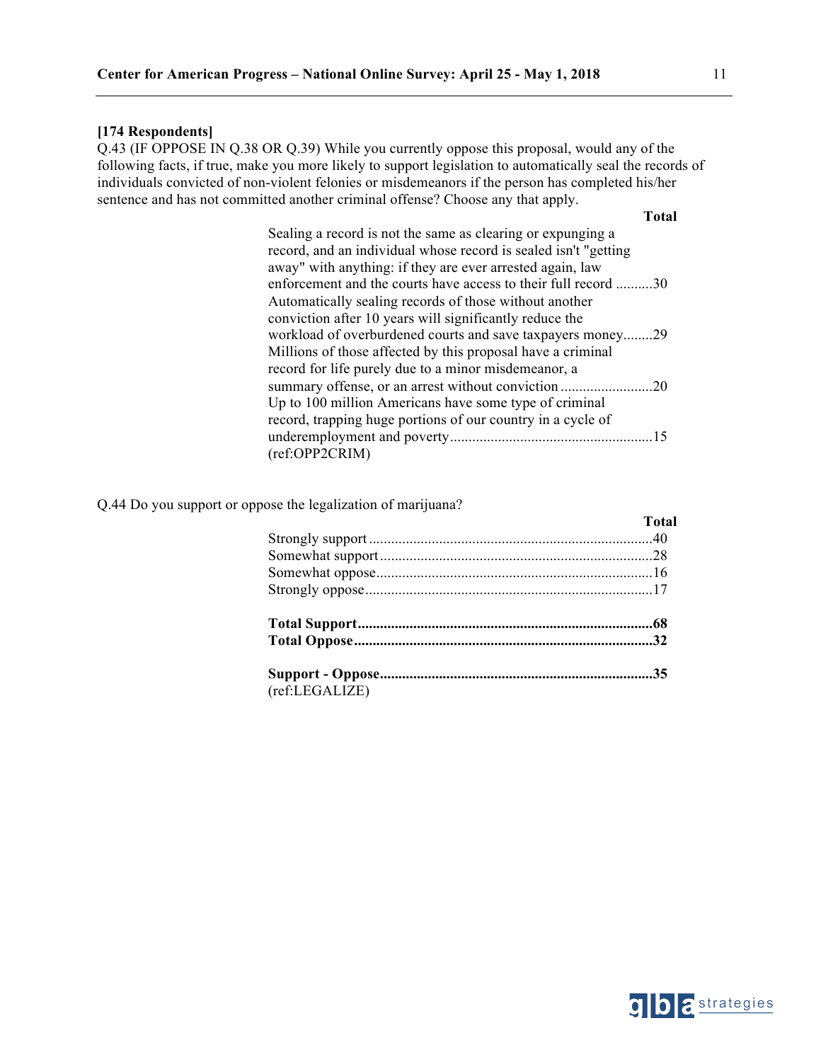**[174 Respondents]**

Q.43 (IF OPPOSE IN Q.38 OR Q.39) While you currently oppose this proposal, would any of the following facts, if true, make you more likely to support legislation to automatically seal the records of individuals convicted of non-violent felonies or misdemeanors if the person has completed his/her sentence and has not committed another criminal offense? Choose any that apply.

| | Total |
|---|---|
| Sealing a record is not the same as clearing or expunging a record, and an individual whose record is sealed isn't "getting away" with anything: if they are ever arrested again, law enforcement and the courts have access to their full record | 30 |
| Automatically sealing records of those without another conviction after 10 years will significantly reduce the workload of overburdened courts and save taxpayers money | 29 |
| Millions of those affected by this proposal have a criminal record for life purely due to a minor misdemeanor, a summary offense, or an arrest without conviction | 20 |
| Up to 100 million Americans have some type of criminal record, trapping huge portions of our country in a cycle of underemployment and poverty | 15 |

(ref:OPP2CRIM)

Q.44 Do you support or oppose the legalization of marijuana?

| | Total |
|---|---|
| Strongly support | 40 |
| Somewhat support | 28 |
| Somewhat oppose | 16 |
| Strongly oppose | 17 |
| **Total Support** | **68** |
| **Total Oppose** | **32** |
| **Support - Oppose** | **35** |

(ref:LEGALIZE)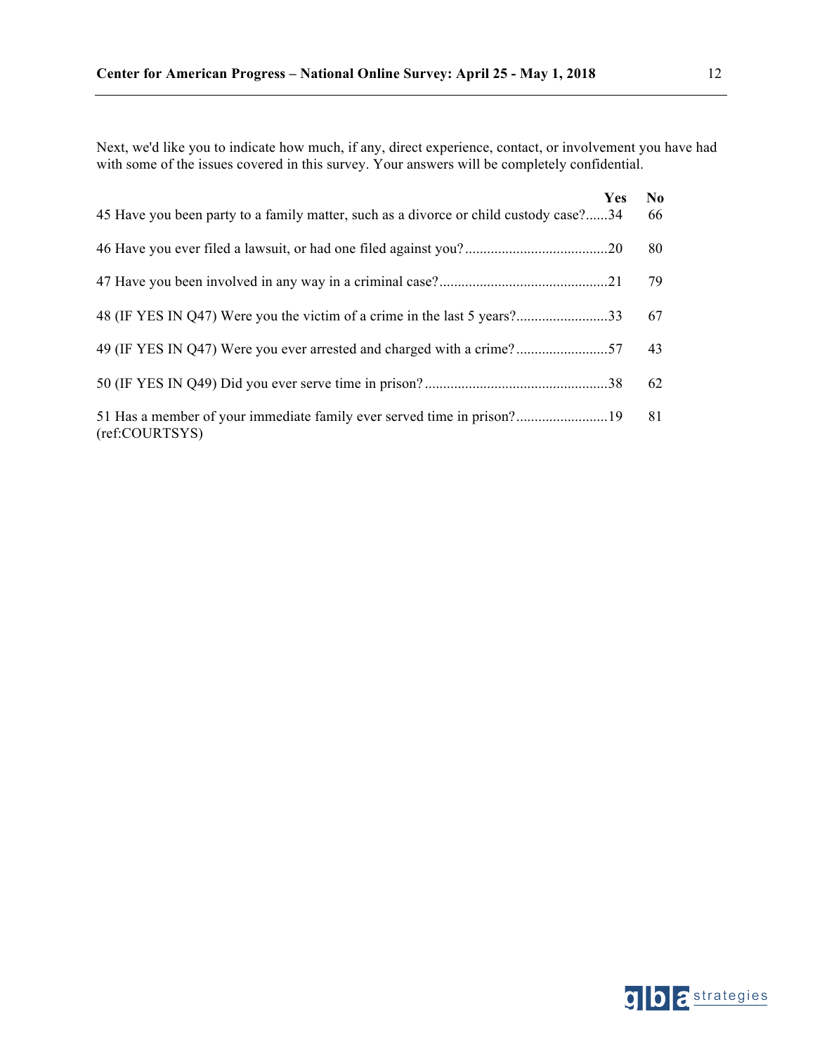Next, we'd like you to indicate how much, if any, direct experience, contact, or involvement you have had with some of the issues covered in this survey. Your answers will be completely confidential.

| | Yes | No |
|---|---|---|
| 45 Have you been party to a family matter, such as a divorce or child custody case? | 34 | 66 |
| 46 Have you ever filed a lawsuit, or had one filed against you? | 20 | 80 |
| 47 Have you been involved in any way in a criminal case? | 21 | 79 |
| 48 (IF YES IN Q47) Were you the victim of a crime in the last 5 years? | 33 | 67 |
| 49 (IF YES IN Q47) Were you ever arrested and charged with a crime? | 57 | 43 |
| 50 (IF YES IN Q49) Did you ever serve time in prison? | 38 | 62 |
| 51 Has a member of your immediate family ever served time in prison? (ref:COURTSYS) | 19 | 81 |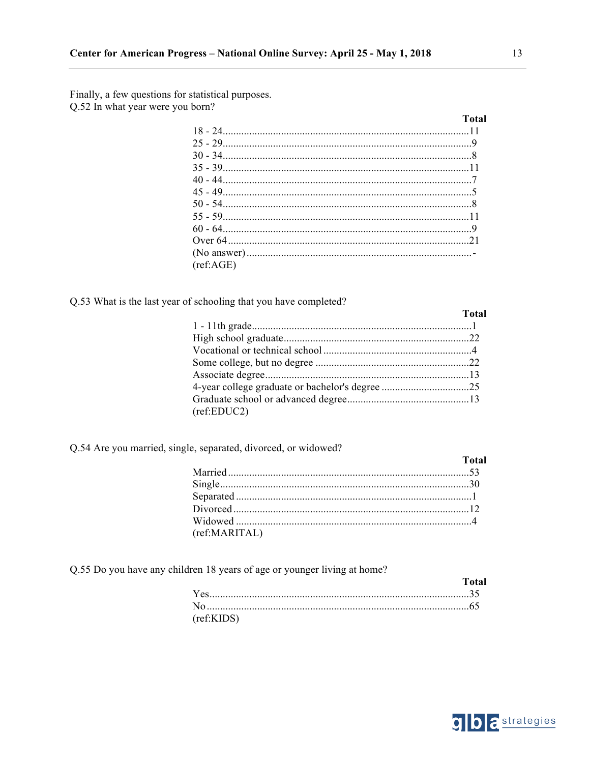Finally, a few questions for statistical purposes.

Q.52 In what year were you born?

| | Total |
|---|---|
| 18 - 24 | 11 |
| 25 - 29 | 9 |
| 30 - 34 | 8 |
| 35 - 39 | 11 |
| 40 - 44 | 7 |
| 45 - 49 | 5 |
| 50 - 54 | 8 |
| 55 - 59 | 11 |
| 60 - 64 | 9 |
| Over 64 | 21 |
| (No answer) | - |

(ref:AGE)

Q.53 What is the last year of schooling that you have completed?

| | Total |
|---|---|
| 1 - 11th grade | 1 |
| High school graduate | 22 |
| Vocational or technical school | 4 |
| Some college, but no degree | 22 |
| Associate degree | 13 |
| 4-year college graduate or bachelor's degree | 25 |
| Graduate school or advanced degree | 13 |

(ref:EDUC2)

Q.54 Are you married, single, separated, divorced, or widowed?

| | Total |
|---|---|
| Married | 53 |
| Single | 30 |
| Separated | 1 |
| Divorced | 12 |
| Widowed | 4 |

(ref:MARITAL)

Q.55 Do you have any children 18 years of age or younger living at home?

| | Total |
|---|---|
| Yes | 35 |
| No | 65 |

(ref:KIDS)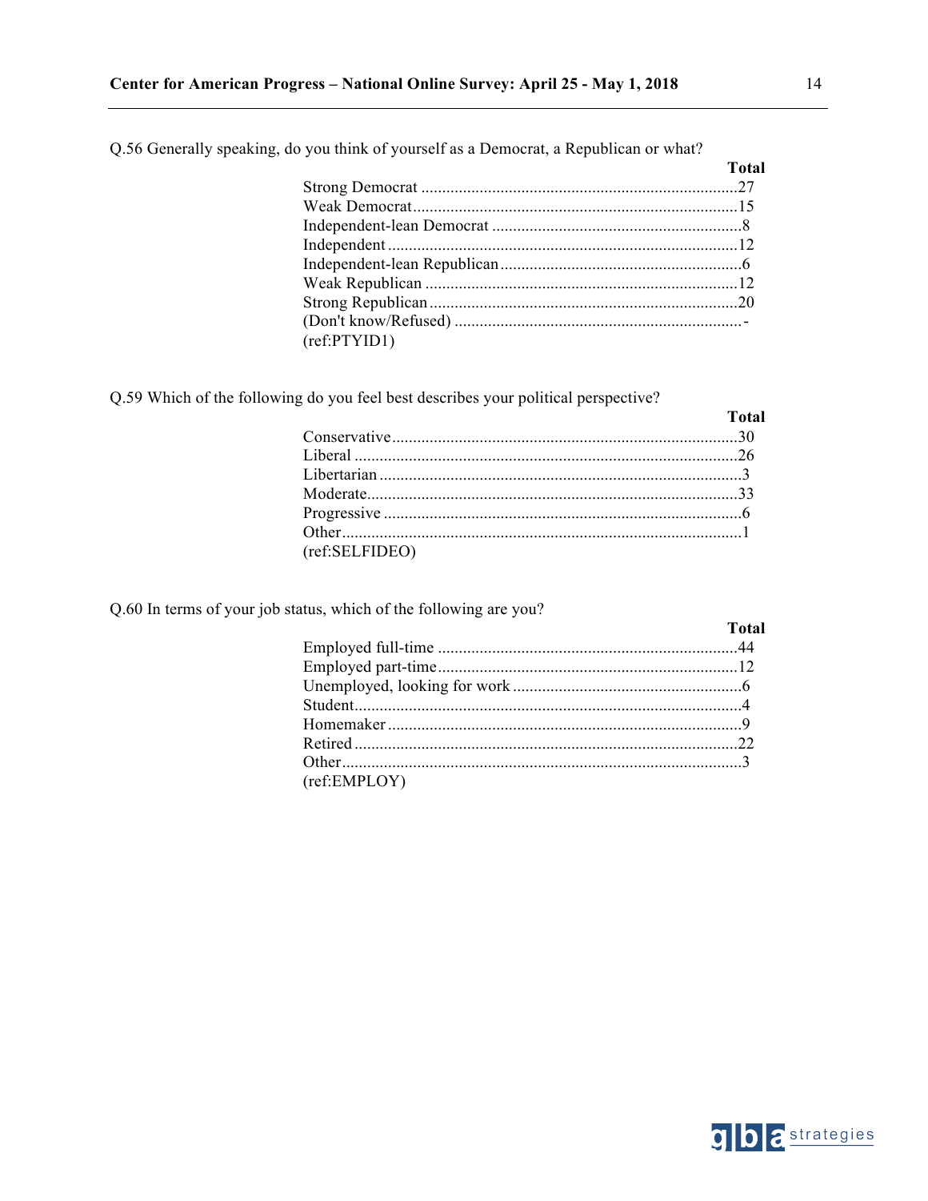Q.56 Generally speaking, do you think of yourself as a Democrat, a Republican or what?

| | Total |
|---|---|
| Strong Democrat | 27 |
| Weak Democrat | 15 |
| Independent-lean Democrat | 8 |
| Independent | 12 |
| Independent-lean Republican | 6 |
| Weak Republican | 12 |
| Strong Republican | 20 |
| (Don't know/Refused) | - |

(ref:PTYID1)

Q.59 Which of the following do you feel best describes your political perspective?

| | Total |
|---|---|
| Conservative | 30 |
| Liberal | 26 |
| Libertarian | 3 |
| Moderate | 33 |
| Progressive | 6 |
| Other | 1 |

(ref:SELFIDEO)

Q.60 In terms of your job status, which of the following are you?

| | Total |
|---|---|
| Employed full-time | 44 |
| Employed part-time | 12 |
| Unemployed, looking for work | 6 |
| Student | 4 |
| Homemaker | 9 |
| Retired | 22 |
| Other | 3 |

(ref:EMPLOY)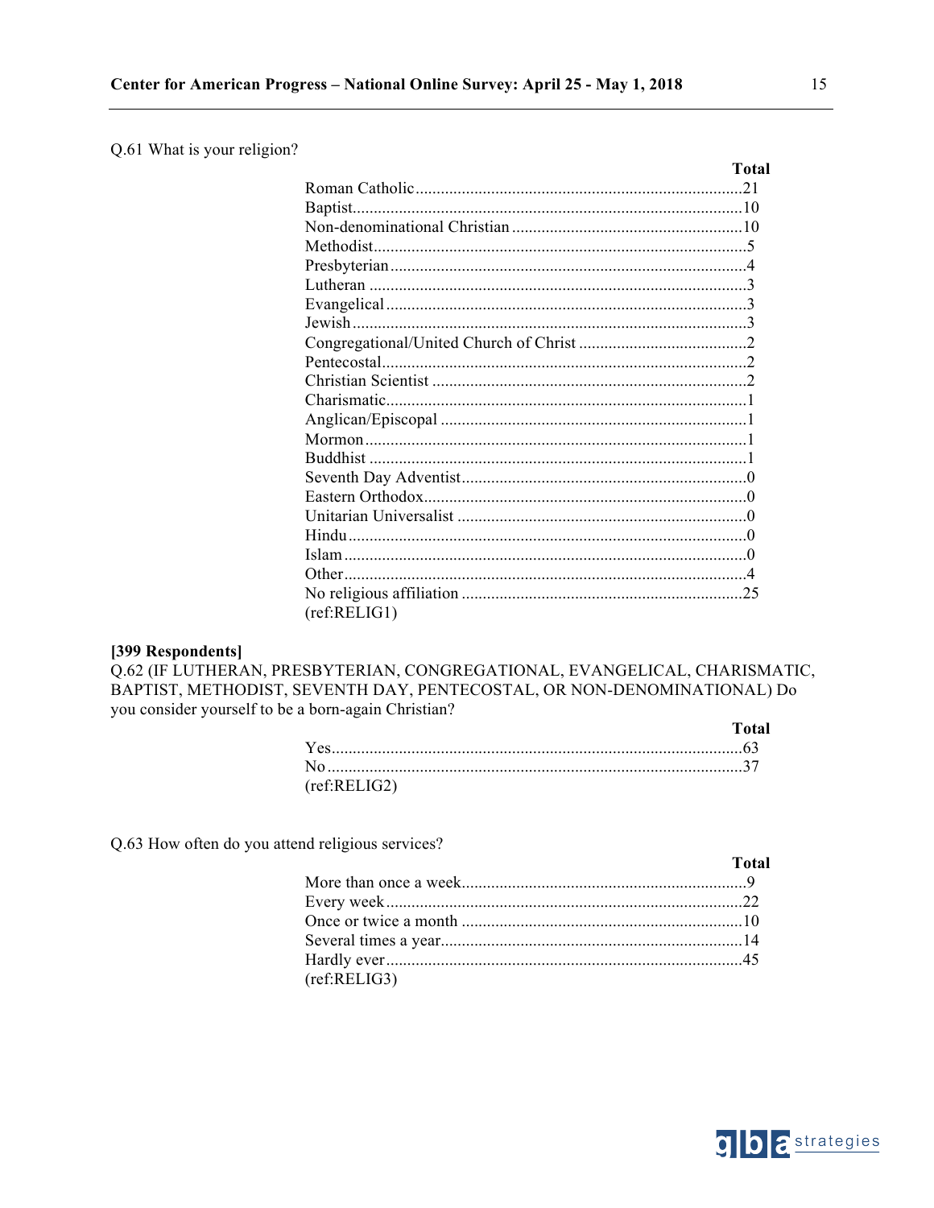Q.61 What is your religion?

| | Total |
|---|---|
| Roman Catholic | 21 |
| Baptist | 10 |
| Non-denominational Christian | 10 |
| Methodist | 5 |
| Presbyterian | 4 |
| Lutheran | 3 |
| Evangelical | 3 |
| Jewish | 3 |
| Congregational/United Church of Christ | 2 |
| Pentecostal | 2 |
| Christian Scientist | 2 |
| Charismatic | 1 |
| Anglican/Episcopal | 1 |
| Mormon | 1 |
| Buddhist | 1 |
| Seventh Day Adventist | 0 |
| Eastern Orthodox | 0 |
| Unitarian Universalist | 0 |
| Hindu | 0 |
| Islam | 0 |
| Other | 4 |
| No religious affiliation | 25 |

(ref:RELIG1)

**[399 Respondents]**

Q.62 (IF LUTHERAN, PRESBYTERIAN, CONGREGATIONAL, EVANGELICAL, CHARISMATIC, BAPTIST, METHODIST, SEVENTH DAY, PENTECOSTAL, OR NON-DENOMINATIONAL) Do you consider yourself to be a born-again Christian?

| | Total |
|---|---|
| Yes | 63 |
| No | 37 |

(ref:RELIG2)

Q.63 How often do you attend religious services?

| | Total |
|---|---|
| More than once a week | 9 |
| Every week | 22 |
| Once or twice a month | 10 |
| Several times a year | 14 |
| Hardly ever | 45 |

(ref:RELIG3)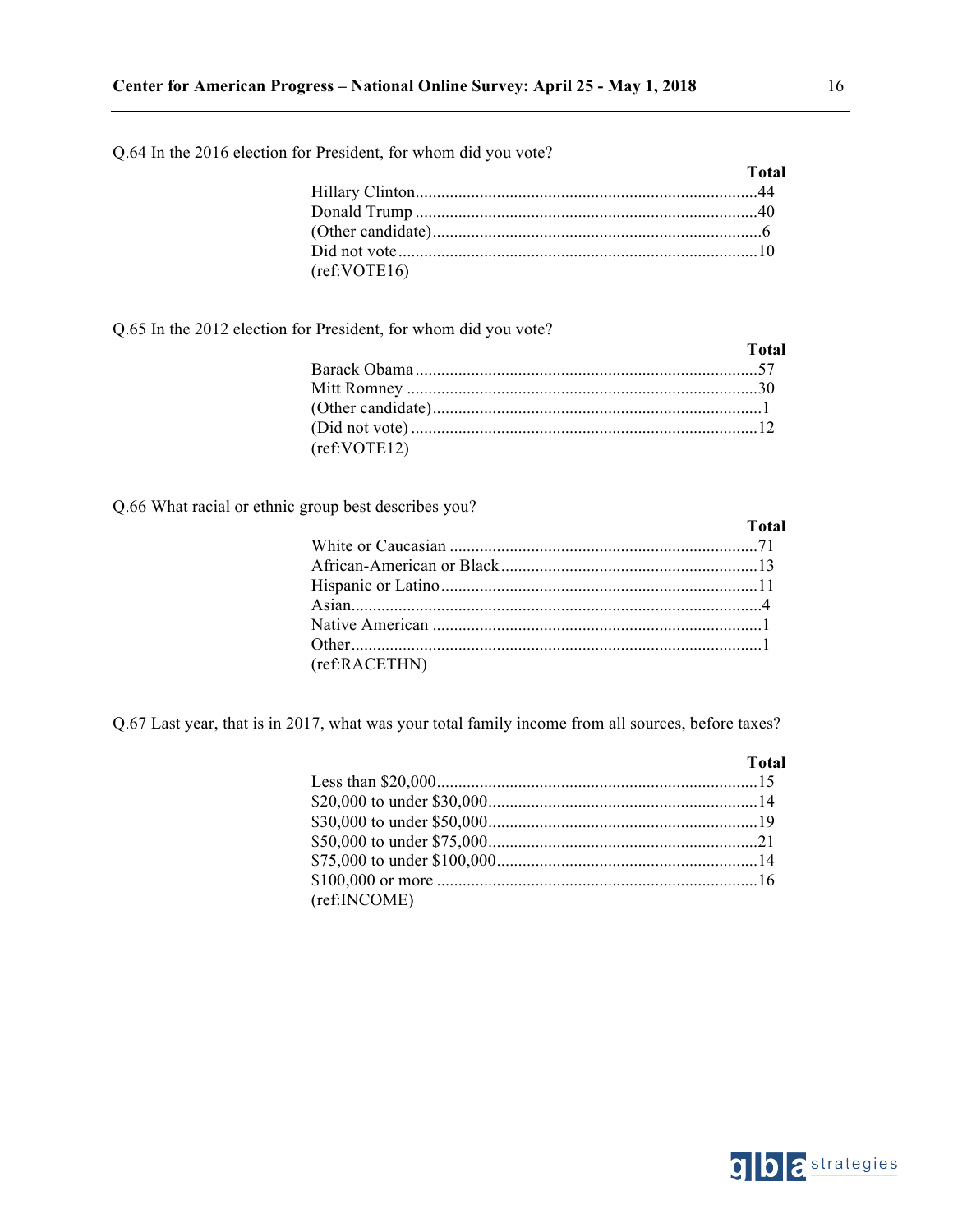Q.64 In the 2016 election for President, for whom did you vote?

| | Total |
|---|---|
| Hillary Clinton | 44 |
| Donald Trump | 40 |
| (Other candidate) | 6 |
| Did not vote | 10 |

(ref:VOTE16)

Q.65 In the 2012 election for President, for whom did you vote?

| | Total |
|---|---|
| Barack Obama | 57 |
| Mitt Romney | 30 |
| (Other candidate) | 1 |
| (Did not vote) | 12 |

(ref:VOTE12)

Q.66 What racial or ethnic group best describes you?

| | Total |
|---|---|
| White or Caucasian | 71 |
| African-American or Black | 13 |
| Hispanic or Latino | 11 |
| Asian | 4 |
| Native American | 1 |
| Other | 1 |

(ref:RACETHN)

Q.67 Last year, that is in 2017, what was your total family income from all sources, before taxes?

| | Total |
|---|---|
| Less than $20,000 | 15 |
| $20,000 to under $30,000 | 14 |
| $30,000 to under $50,000 | 19 |
| $50,000 to under $75,000 | 21 |
| $75,000 to under $100,000 | 14 |
| $100,000 or more | 16 |

(ref:INCOME)